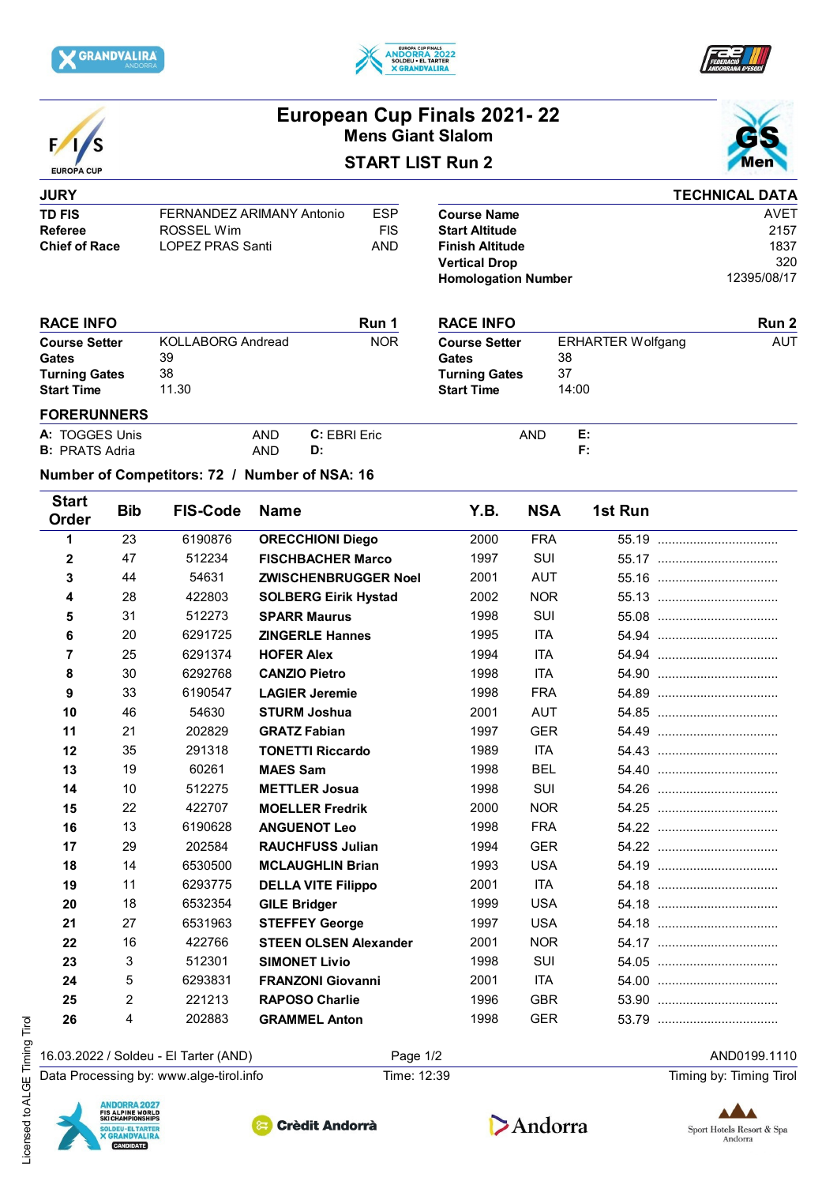# European Cup Finals 2021- 22

## Mens Giant Slalom

## START LIST Run 2

FIS EUROPA CUP

GS Men

**JURY**

| | | |
|---|---|---|
| **TD FIS** | FERNANDEZ ARIMANY Antonio | ESP |
| **Referee** | ROSSEL Wim | FIS |
| **Chief of Race** | LOPEZ PRAS Santi | AND |

**TECHNICAL DATA**

| | |
|---|---|
| **Course Name** | AVET |
| **Start Altitude** | 2157 |
| **Finish Altitude** | 1837 |
| **Vertical Drop** | 320 |
| **Homologation Number** | 12395/08/17 |

**RACE INFO** — **Run 1**

| | | |
|---|---|---|
| **Course Setter** | KOLLABORG Andread | NOR |
| **Gates** | 39 | |
| **Turning Gates** | 38 | |
| **Start Time** | 11.30 | |

**RACE INFO** — **Run 2**

| | | |
|---|---|---|
| **Course Setter** | ERHARTER Wolfgang | AUT |
| **Gates** | 38 | |
| **Turning Gates** | 37 | |
| **Start Time** | 14:00 | |

**FORERUNNERS**

| | | | | | |
|---|---|---|---|---|---|
| **A:** TOGGES Unis | AND | **C:** EBRI Eric | AND | **E:** | |
| **B:** PRATS Adria | AND | **D:** | | **F:** | |

**Number of Competitors: 72 / Number of NSA: 16**

| Start Order | Bib | FIS-Code | Name | Y.B. | NSA | 1st Run | |
|---|---|---|---|---|---|---|---|
| **1** | 23 | 6190876 | **ORECCHIONI Diego** | 2000 | FRA | 55.19 | .................................. |
| **2** | 47 | 512234 | **FISCHBACHER Marco** | 1997 | SUI | 55.17 | .................................. |
| **3** | 44 | 54631 | **ZWISCHENBRUGGER Noel** | 2001 | AUT | 55.16 | .................................. |
| **4** | 28 | 422803 | **SOLBERG Eirik Hystad** | 2002 | NOR | 55.13 | .................................. |
| **5** | 31 | 512273 | **SPARR Maurus** | 1998 | SUI | 55.08 | .................................. |
| **6** | 20 | 6291725 | **ZINGERLE Hannes** | 1995 | ITA | 54.94 | .................................. |
| **7** | 25 | 6291374 | **HOFER Alex** | 1994 | ITA | 54.94 | .................................. |
| **8** | 30 | 6292768 | **CANZIO Pietro** | 1998 | ITA | 54.90 | .................................. |
| **9** | 33 | 6190547 | **LAGIER Jeremie** | 1998 | FRA | 54.89 | .................................. |
| **10** | 46 | 54630 | **STURM Joshua** | 2001 | AUT | 54.85 | .................................. |
| **11** | 21 | 202829 | **GRATZ Fabian** | 1997 | GER | 54.49 | .................................. |
| **12** | 35 | 291318 | **TONETTI Riccardo** | 1989 | ITA | 54.43 | .................................. |
| **13** | 19 | 60261 | **MAES Sam** | 1998 | BEL | 54.40 | .................................. |
| **14** | 10 | 512275 | **METTLER Josua** | 1998 | SUI | 54.26 | .................................. |
| **15** | 22 | 422707 | **MOELLER Fredrik** | 2000 | NOR | 54.25 | .................................. |
| **16** | 13 | 6190628 | **ANGUENOT Leo** | 1998 | FRA | 54.22 | .................................. |
| **17** | 29 | 202584 | **RAUCHFUSS Julian** | 1994 | GER | 54.22 | .................................. |
| **18** | 14 | 6530500 | **MCLAUGHLIN Brian** | 1993 | USA | 54.19 | .................................. |
| **19** | 11 | 6293775 | **DELLA VITE Filippo** | 2001 | ITA | 54.18 | .................................. |
| **20** | 18 | 6532354 | **GILE Bridger** | 1999 | USA | 54.18 | .................................. |
| **21** | 27 | 6531963 | **STEFFEY George** | 1997 | USA | 54.18 | .................................. |
| **22** | 16 | 422766 | **STEEN OLSEN Alexander** | 2001 | NOR | 54.17 | .................................. |
| **23** | 3 | 512301 | **SIMONET Livio** | 1998 | SUI | 54.05 | .................................. |
| **24** | 5 | 6293831 | **FRANZONI Giovanni** | 2001 | ITA | 54.00 | .................................. |
| **25** | 2 | 221213 | **RAPOSO Charlie** | 1996 | GBR | 53.90 | .................................. |
| **26** | 4 | 202883 | **GRAMMEL Anton** | 1998 | GER | 53.79 | .................................. |

16.03.2022 / Soldeu - El Tarter (AND) — AND0199.1110

Data Processing by: www.alge-tirol.info — Time: 12:39 — Timing by: Timing Tirol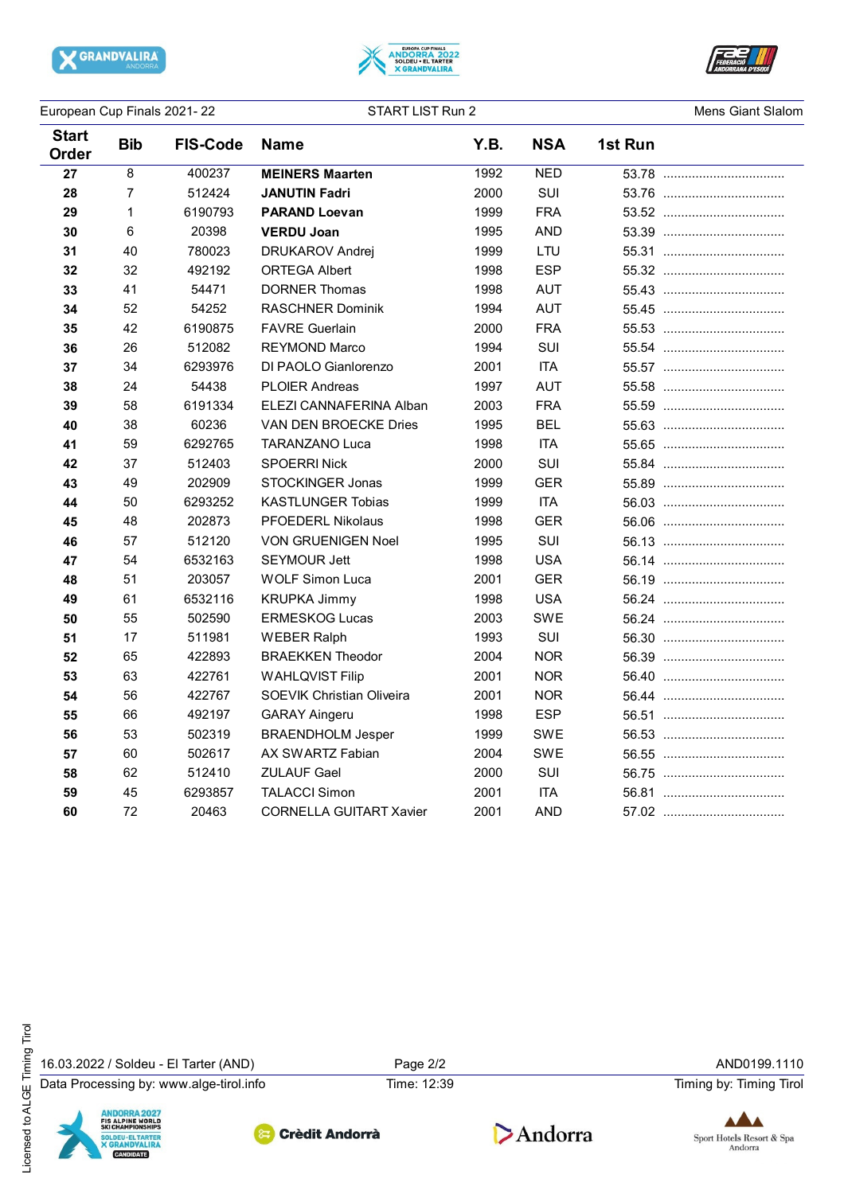European Cup Finals 2021- 22 | START LIST Run 2 | Mens Giant Slalom

| Start Order | Bib | FIS-Code | Name | Y.B. | NSA | 1st Run |
|---|---|---|---|---|---|---|
| **27** | 8 | 400237 | **MEINERS Maarten** | 1992 | NED | 53.78 .................................. |
| **28** | 7 | 512424 | **JANUTIN Fadri** | 2000 | SUI | 53.76 .................................. |
| **29** | 1 | 6190793 | **PARAND Loevan** | 1999 | FRA | 53.52 .................................. |
| **30** | 6 | 20398 | **VERDU Joan** | 1995 | AND | 53.39 .................................. |
| **31** | 40 | 780023 | DRUKAROV Andrej | 1999 | LTU | 55.31 .................................. |
| **32** | 32 | 492192 | ORTEGA Albert | 1998 | ESP | 55.32 .................................. |
| **33** | 41 | 54471 | DORNER Thomas | 1998 | AUT | 55.43 .................................. |
| **34** | 52 | 54252 | RASCHNER Dominik | 1994 | AUT | 55.45 .................................. |
| **35** | 42 | 6190875 | FAVRE Guerlain | 2000 | FRA | 55.53 .................................. |
| **36** | 26 | 512082 | REYMOND Marco | 1994 | SUI | 55.54 .................................. |
| **37** | 34 | 6293976 | DI PAOLO Gianlorenzo | 2001 | ITA | 55.57 .................................. |
| **38** | 24 | 54438 | PLOIER Andreas | 1997 | AUT | 55.58 .................................. |
| **39** | 58 | 6191334 | ELEZI CANNAFERINA Alban | 2003 | FRA | 55.59 .................................. |
| **40** | 38 | 60236 | VAN DEN BROECKE Dries | 1995 | BEL | 55.63 .................................. |
| **41** | 59 | 6292765 | TARANZANO Luca | 1998 | ITA | 55.65 .................................. |
| **42** | 37 | 512403 | SPOERRI Nick | 2000 | SUI | 55.84 .................................. |
| **43** | 49 | 202909 | STOCKINGER Jonas | 1999 | GER | 55.89 .................................. |
| **44** | 50 | 6293252 | KASTLUNGER Tobias | 1999 | ITA | 56.03 .................................. |
| **45** | 48 | 202873 | PFOEDERL Nikolaus | 1998 | GER | 56.06 .................................. |
| **46** | 57 | 512120 | VON GRUENIGEN Noel | 1995 | SUI | 56.13 .................................. |
| **47** | 54 | 6532163 | SEYMOUR Jett | 1998 | USA | 56.14 .................................. |
| **48** | 51 | 203057 | WOLF Simon Luca | 2001 | GER | 56.19 .................................. |
| **49** | 61 | 6532116 | KRUPKA Jimmy | 1998 | USA | 56.24 .................................. |
| **50** | 55 | 502590 | ERMESKOG Lucas | 2003 | SWE | 56.24 .................................. |
| **51** | 17 | 511981 | WEBER Ralph | 1993 | SUI | 56.30 .................................. |
| **52** | 65 | 422893 | BRAEKKEN Theodor | 2004 | NOR | 56.39 .................................. |
| **53** | 63 | 422761 | WAHLQVIST Filip | 2001 | NOR | 56.40 .................................. |
| **54** | 56 | 422767 | SOEVIK Christian Oliveira | 2001 | NOR | 56.44 .................................. |
| **55** | 66 | 492197 | GARAY Aingeru | 1998 | ESP | 56.51 .................................. |
| **56** | 53 | 502319 | BRAENDHOLM Jesper | 1999 | SWE | 56.53 .................................. |
| **57** | 60 | 502617 | AX SWARTZ Fabian | 2004 | SWE | 56.55 .................................. |
| **58** | 62 | 512410 | ZULAUF Gael | 2000 | SUI | 56.75 .................................. |
| **59** | 45 | 6293857 | TALACCI Simon | 2001 | ITA | 56.81 .................................. |
| **60** | 72 | 20463 | CORNELLA GUITART Xavier | 2001 | AND | 57.02 .................................. |

16.03.2022 / Soldeu - El Tarter (AND) | Time: 12:39 | AND0199.1110

Data Processing by: www.alge-tirol.info | Timing by: Timing Tirol